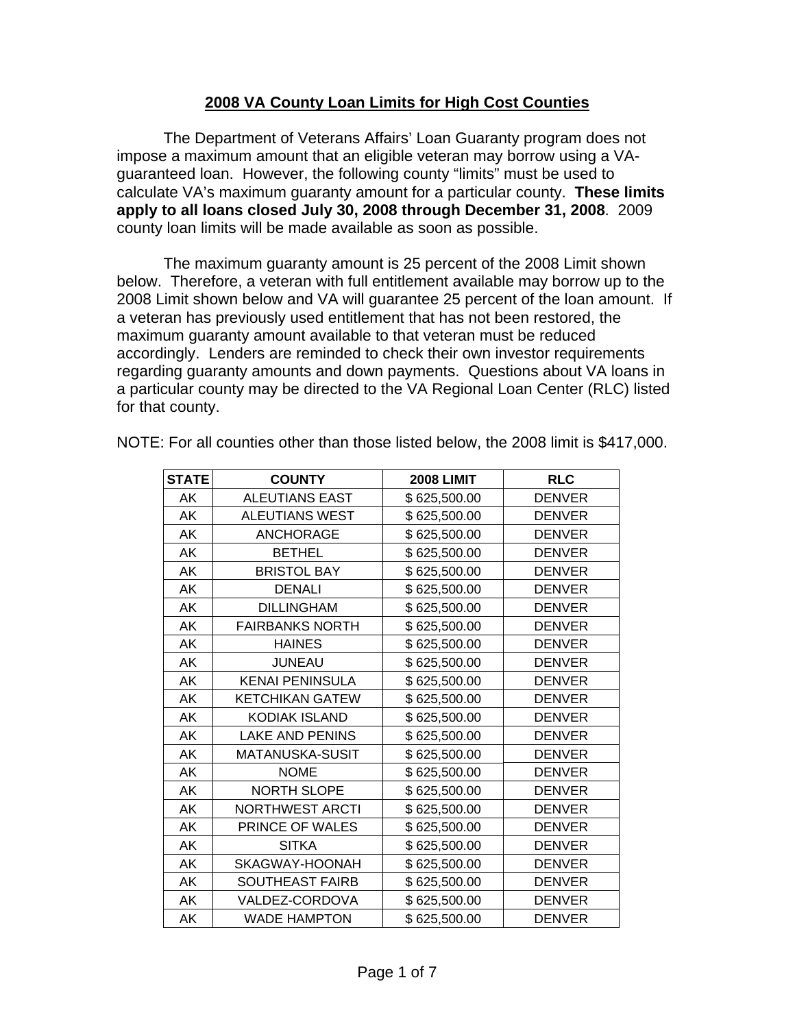# 2008 VA County Loan Limits for High Cost Counties

The Department of Veterans Affairs' Loan Guaranty program does not impose a maximum amount that an eligible veteran may borrow using a VA-guaranteed loan. However, the following county "limits" must be used to calculate VA's maximum guaranty amount for a particular county. **These limits apply to all loans closed July 30, 2008 through December 31, 2008**. 2009 county loan limits will be made available as soon as possible.

The maximum guaranty amount is 25 percent of the 2008 Limit shown below. Therefore, a veteran with full entitlement available may borrow up to the 2008 Limit shown below and VA will guarantee 25 percent of the loan amount. If a veteran has previously used entitlement that has not been restored, the maximum guaranty amount available to that veteran must be reduced accordingly. Lenders are reminded to check their own investor requirements regarding guaranty amounts and down payments. Questions about VA loans in a particular county may be directed to the VA Regional Loan Center (RLC) listed for that county.

NOTE: For all counties other than those listed below, the 2008 limit is $417,000.

| STATE | COUNTY | 2008 LIMIT | RLC |
|---|---|---|---|
| AK | ALEUTIANS EAST | $ 625,500.00 | DENVER |
| AK | ALEUTIANS WEST | $ 625,500.00 | DENVER |
| AK | ANCHORAGE | $ 625,500.00 | DENVER |
| AK | BETHEL | $ 625,500.00 | DENVER |
| AK | BRISTOL BAY | $ 625,500.00 | DENVER |
| AK | DENALI | $ 625,500.00 | DENVER |
| AK | DILLINGHAM | $ 625,500.00 | DENVER |
| AK | FAIRBANKS NORTH | $ 625,500.00 | DENVER |
| AK | HAINES | $ 625,500.00 | DENVER |
| AK | JUNEAU | $ 625,500.00 | DENVER |
| AK | KENAI PENINSULA | $ 625,500.00 | DENVER |
| AK | KETCHIKAN GATEW | $ 625,500.00 | DENVER |
| AK | KODIAK ISLAND | $ 625,500.00 | DENVER |
| AK | LAKE AND PENINS | $ 625,500.00 | DENVER |
| AK | MATANUSKA-SUSIT | $ 625,500.00 | DENVER |
| AK | NOME | $ 625,500.00 | DENVER |
| AK | NORTH SLOPE | $ 625,500.00 | DENVER |
| AK | NORTHWEST ARCTI | $ 625,500.00 | DENVER |
| AK | PRINCE OF WALES | $ 625,500.00 | DENVER |
| AK | SITKA | $ 625,500.00 | DENVER |
| AK | SKAGWAY-HOONAH | $ 625,500.00 | DENVER |
| AK | SOUTHEAST FAIRB | $ 625,500.00 | DENVER |
| AK | VALDEZ-CORDOVA | $ 625,500.00 | DENVER |
| AK | WADE HAMPTON | $ 625,500.00 | DENVER |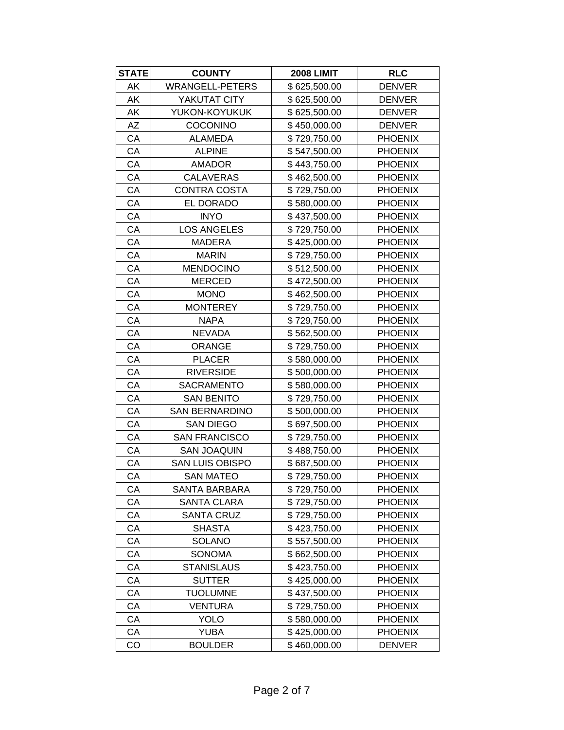| STATE | COUNTY | 2008 LIMIT | RLC |
|---|---|---|---|
| AK | WRANGELL-PETERS | $ 625,500.00 | DENVER |
| AK | YAKUTAT CITY | $ 625,500.00 | DENVER |
| AK | YUKON-KOYUKUK | $ 625,500.00 | DENVER |
| AZ | COCONINO | $ 450,000.00 | DENVER |
| CA | ALAMEDA | $ 729,750.00 | PHOENIX |
| CA | ALPINE | $ 547,500.00 | PHOENIX |
| CA | AMADOR | $ 443,750.00 | PHOENIX |
| CA | CALAVERAS | $ 462,500.00 | PHOENIX |
| CA | CONTRA COSTA | $ 729,750.00 | PHOENIX |
| CA | EL DORADO | $ 580,000.00 | PHOENIX |
| CA | INYO | $ 437,500.00 | PHOENIX |
| CA | LOS ANGELES | $ 729,750.00 | PHOENIX |
| CA | MADERA | $ 425,000.00 | PHOENIX |
| CA | MARIN | $ 729,750.00 | PHOENIX |
| CA | MENDOCINO | $ 512,500.00 | PHOENIX |
| CA | MERCED | $ 472,500.00 | PHOENIX |
| CA | MONO | $ 462,500.00 | PHOENIX |
| CA | MONTEREY | $ 729,750.00 | PHOENIX |
| CA | NAPA | $ 729,750.00 | PHOENIX |
| CA | NEVADA | $ 562,500.00 | PHOENIX |
| CA | ORANGE | $ 729,750.00 | PHOENIX |
| CA | PLACER | $ 580,000.00 | PHOENIX |
| CA | RIVERSIDE | $ 500,000.00 | PHOENIX |
| CA | SACRAMENTO | $ 580,000.00 | PHOENIX |
| CA | SAN BENITO | $ 729,750.00 | PHOENIX |
| CA | SAN BERNARDINO | $ 500,000.00 | PHOENIX |
| CA | SAN DIEGO | $ 697,500.00 | PHOENIX |
| CA | SAN FRANCISCO | $ 729,750.00 | PHOENIX |
| CA | SAN JOAQUIN | $ 488,750.00 | PHOENIX |
| CA | SAN LUIS OBISPO | $ 687,500.00 | PHOENIX |
| CA | SAN MATEO | $ 729,750.00 | PHOENIX |
| CA | SANTA BARBARA | $ 729,750.00 | PHOENIX |
| CA | SANTA CLARA | $ 729,750.00 | PHOENIX |
| CA | SANTA CRUZ | $ 729,750.00 | PHOENIX |
| CA | SHASTA | $ 423,750.00 | PHOENIX |
| CA | SOLANO | $ 557,500.00 | PHOENIX |
| CA | SONOMA | $ 662,500.00 | PHOENIX |
| CA | STANISLAUS | $ 423,750.00 | PHOENIX |
| CA | SUTTER | $ 425,000.00 | PHOENIX |
| CA | TUOLUMNE | $ 437,500.00 | PHOENIX |
| CA | VENTURA | $ 729,750.00 | PHOENIX |
| CA | YOLO | $ 580,000.00 | PHOENIX |
| CA | YUBA | $ 425,000.00 | PHOENIX |
| CO | BOULDER | $ 460,000.00 | DENVER |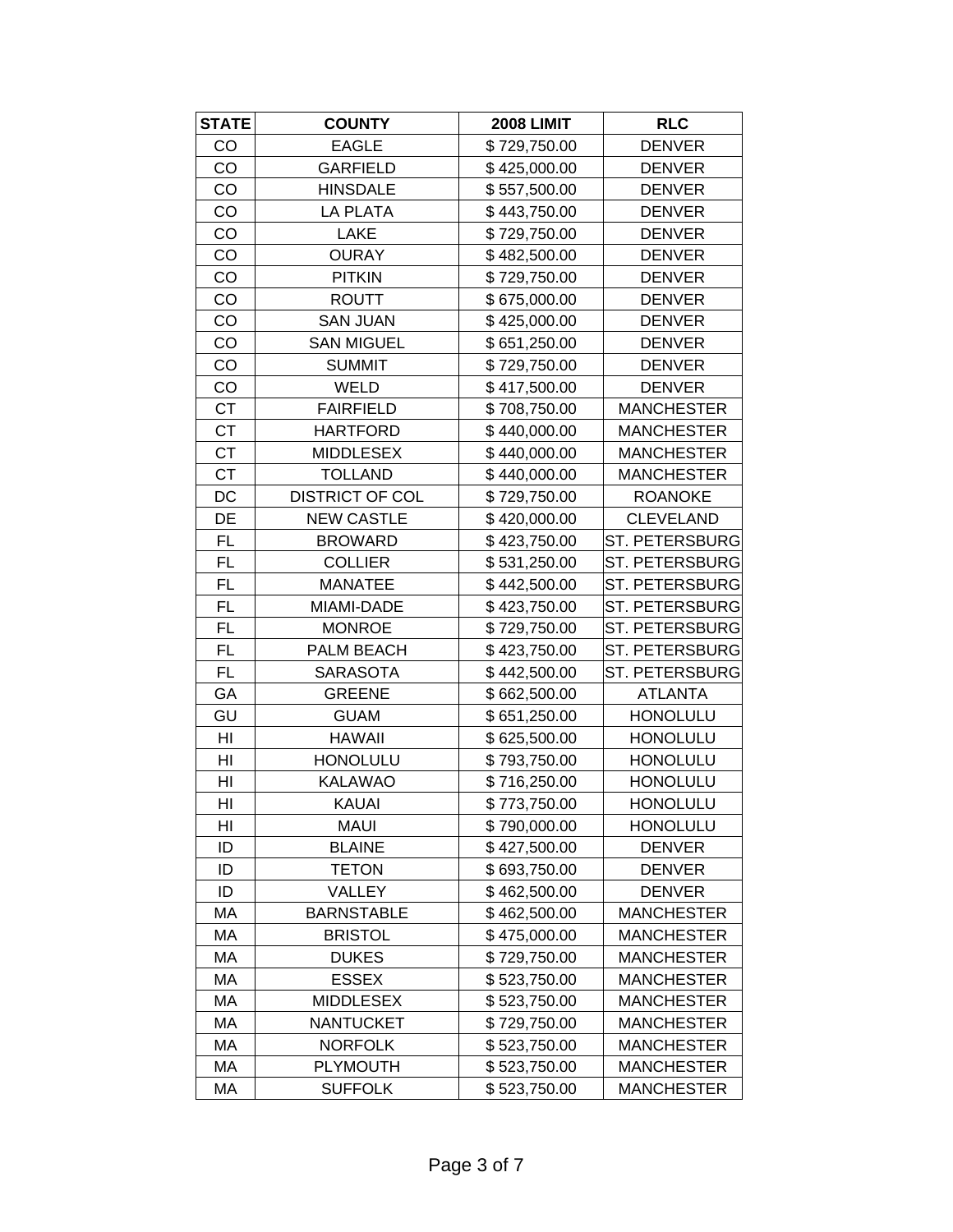| STATE | COUNTY | 2008 LIMIT | RLC |
|---|---|---|---|
| CO | EAGLE | $ 729,750.00 | DENVER |
| CO | GARFIELD | $ 425,000.00 | DENVER |
| CO | HINSDALE | $ 557,500.00 | DENVER |
| CO | LA PLATA | $ 443,750.00 | DENVER |
| CO | LAKE | $ 729,750.00 | DENVER |
| CO | OURAY | $ 482,500.00 | DENVER |
| CO | PITKIN | $ 729,750.00 | DENVER |
| CO | ROUTT | $ 675,000.00 | DENVER |
| CO | SAN JUAN | $ 425,000.00 | DENVER |
| CO | SAN MIGUEL | $ 651,250.00 | DENVER |
| CO | SUMMIT | $ 729,750.00 | DENVER |
| CO | WELD | $ 417,500.00 | DENVER |
| CT | FAIRFIELD | $ 708,750.00 | MANCHESTER |
| CT | HARTFORD | $ 440,000.00 | MANCHESTER |
| CT | MIDDLESEX | $ 440,000.00 | MANCHESTER |
| CT | TOLLAND | $ 440,000.00 | MANCHESTER |
| DC | DISTRICT OF COL | $ 729,750.00 | ROANOKE |
| DE | NEW CASTLE | $ 420,000.00 | CLEVELAND |
| FL | BROWARD | $ 423,750.00 | ST. PETERSBURG |
| FL | COLLIER | $ 531,250.00 | ST. PETERSBURG |
| FL | MANATEE | $ 442,500.00 | ST. PETERSBURG |
| FL | MIAMI-DADE | $ 423,750.00 | ST. PETERSBURG |
| FL | MONROE | $ 729,750.00 | ST. PETERSBURG |
| FL | PALM BEACH | $ 423,750.00 | ST. PETERSBURG |
| FL | SARASOTA | $ 442,500.00 | ST. PETERSBURG |
| GA | GREENE | $ 662,500.00 | ATLANTA |
| GU | GUAM | $ 651,250.00 | HONOLULU |
| HI | HAWAII | $ 625,500.00 | HONOLULU |
| HI | HONOLULU | $ 793,750.00 | HONOLULU |
| HI | KALAWAO | $ 716,250.00 | HONOLULU |
| HI | KAUAI | $ 773,750.00 | HONOLULU |
| HI | MAUI | $ 790,000.00 | HONOLULU |
| ID | BLAINE | $ 427,500.00 | DENVER |
| ID | TETON | $ 693,750.00 | DENVER |
| ID | VALLEY | $ 462,500.00 | DENVER |
| MA | BARNSTABLE | $ 462,500.00 | MANCHESTER |
| MA | BRISTOL | $ 475,000.00 | MANCHESTER |
| MA | DUKES | $ 729,750.00 | MANCHESTER |
| MA | ESSEX | $ 523,750.00 | MANCHESTER |
| MA | MIDDLESEX | $ 523,750.00 | MANCHESTER |
| MA | NANTUCKET | $ 729,750.00 | MANCHESTER |
| MA | NORFOLK | $ 523,750.00 | MANCHESTER |
| MA | PLYMOUTH | $ 523,750.00 | MANCHESTER |
| MA | SUFFOLK | $ 523,750.00 | MANCHESTER |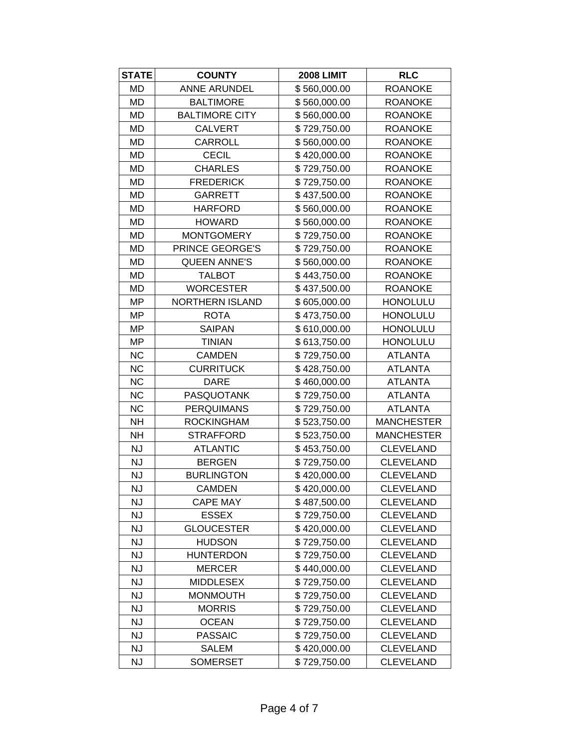| STATE | COUNTY | 2008 LIMIT | RLC |
|---|---|---|---|
| MD | ANNE ARUNDEL | $ 560,000.00 | ROANOKE |
| MD | BALTIMORE | $ 560,000.00 | ROANOKE |
| MD | BALTIMORE CITY | $ 560,000.00 | ROANOKE |
| MD | CALVERT | $ 729,750.00 | ROANOKE |
| MD | CARROLL | $ 560,000.00 | ROANOKE |
| MD | CECIL | $ 420,000.00 | ROANOKE |
| MD | CHARLES | $ 729,750.00 | ROANOKE |
| MD | FREDERICK | $ 729,750.00 | ROANOKE |
| MD | GARRETT | $ 437,500.00 | ROANOKE |
| MD | HARFORD | $ 560,000.00 | ROANOKE |
| MD | HOWARD | $ 560,000.00 | ROANOKE |
| MD | MONTGOMERY | $ 729,750.00 | ROANOKE |
| MD | PRINCE GEORGE'S | $ 729,750.00 | ROANOKE |
| MD | QUEEN ANNE'S | $ 560,000.00 | ROANOKE |
| MD | TALBOT | $ 443,750.00 | ROANOKE |
| MD | WORCESTER | $ 437,500.00 | ROANOKE |
| MP | NORTHERN ISLAND | $ 605,000.00 | HONOLULU |
| MP | ROTA | $ 473,750.00 | HONOLULU |
| MP | SAIPAN | $ 610,000.00 | HONOLULU |
| MP | TINIAN | $ 613,750.00 | HONOLULU |
| NC | CAMDEN | $ 729,750.00 | ATLANTA |
| NC | CURRITUCK | $ 428,750.00 | ATLANTA |
| NC | DARE | $ 460,000.00 | ATLANTA |
| NC | PASQUOTANK | $ 729,750.00 | ATLANTA |
| NC | PERQUIMANS | $ 729,750.00 | ATLANTA |
| NH | ROCKINGHAM | $ 523,750.00 | MANCHESTER |
| NH | STRAFFORD | $ 523,750.00 | MANCHESTER |
| NJ | ATLANTIC | $ 453,750.00 | CLEVELAND |
| NJ | BERGEN | $ 729,750.00 | CLEVELAND |
| NJ | BURLINGTON | $ 420,000.00 | CLEVELAND |
| NJ | CAMDEN | $ 420,000.00 | CLEVELAND |
| NJ | CAPE MAY | $ 487,500.00 | CLEVELAND |
| NJ | ESSEX | $ 729,750.00 | CLEVELAND |
| NJ | GLOUCESTER | $ 420,000.00 | CLEVELAND |
| NJ | HUDSON | $ 729,750.00 | CLEVELAND |
| NJ | HUNTERDON | $ 729,750.00 | CLEVELAND |
| NJ | MERCER | $ 440,000.00 | CLEVELAND |
| NJ | MIDDLESEX | $ 729,750.00 | CLEVELAND |
| NJ | MONMOUTH | $ 729,750.00 | CLEVELAND |
| NJ | MORRIS | $ 729,750.00 | CLEVELAND |
| NJ | OCEAN | $ 729,750.00 | CLEVELAND |
| NJ | PASSAIC | $ 729,750.00 | CLEVELAND |
| NJ | SALEM | $ 420,000.00 | CLEVELAND |
| NJ | SOMERSET | $ 729,750.00 | CLEVELAND |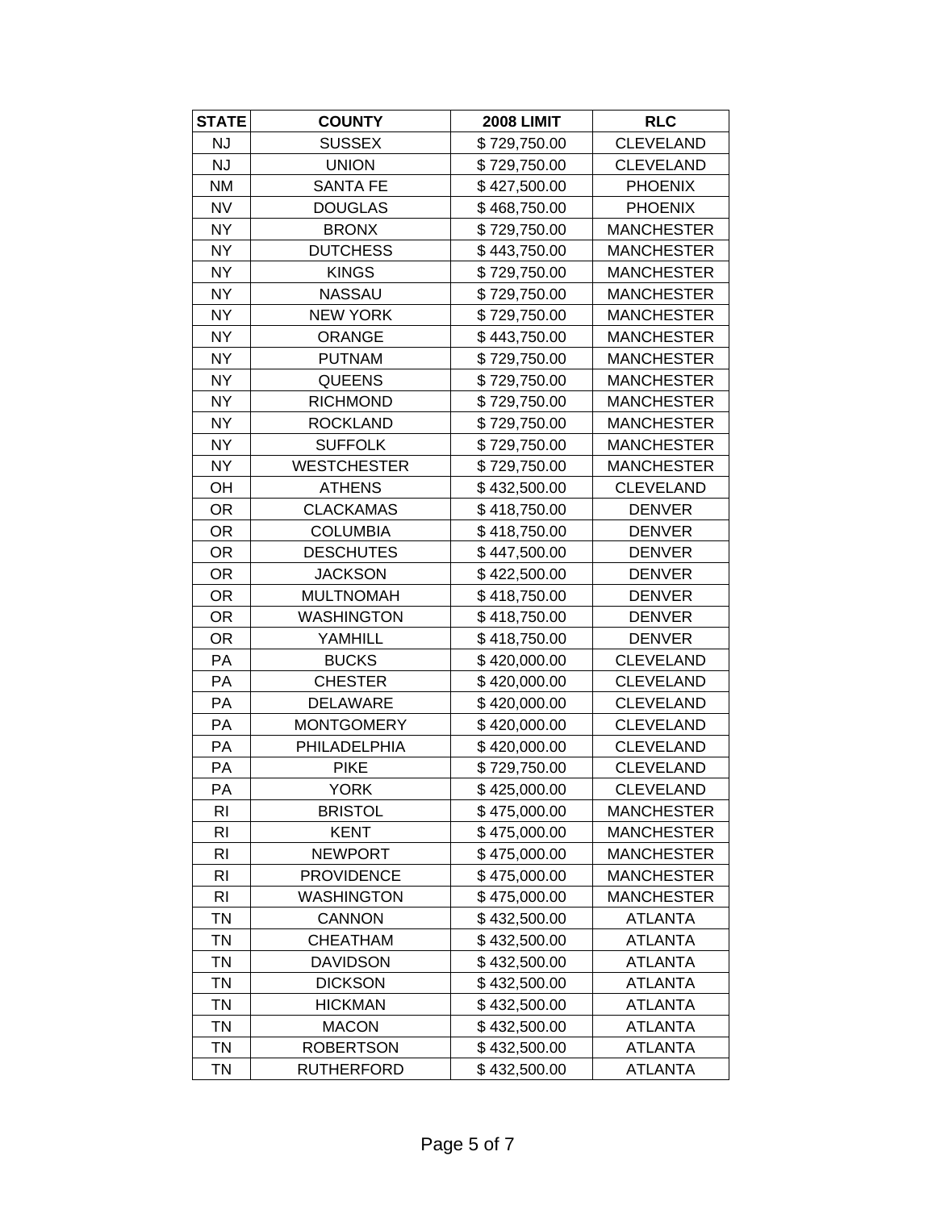| STATE | COUNTY | 2008 LIMIT | RLC |
|---|---|---|---|
| NJ | SUSSEX | $ 729,750.00 | CLEVELAND |
| NJ | UNION | $ 729,750.00 | CLEVELAND |
| NM | SANTA FE | $ 427,500.00 | PHOENIX |
| NV | DOUGLAS | $ 468,750.00 | PHOENIX |
| NY | BRONX | $ 729,750.00 | MANCHESTER |
| NY | DUTCHESS | $ 443,750.00 | MANCHESTER |
| NY | KINGS | $ 729,750.00 | MANCHESTER |
| NY | NASSAU | $ 729,750.00 | MANCHESTER |
| NY | NEW YORK | $ 729,750.00 | MANCHESTER |
| NY | ORANGE | $ 443,750.00 | MANCHESTER |
| NY | PUTNAM | $ 729,750.00 | MANCHESTER |
| NY | QUEENS | $ 729,750.00 | MANCHESTER |
| NY | RICHMOND | $ 729,750.00 | MANCHESTER |
| NY | ROCKLAND | $ 729,750.00 | MANCHESTER |
| NY | SUFFOLK | $ 729,750.00 | MANCHESTER |
| NY | WESTCHESTER | $ 729,750.00 | MANCHESTER |
| OH | ATHENS | $ 432,500.00 | CLEVELAND |
| OR | CLACKAMAS | $ 418,750.00 | DENVER |
| OR | COLUMBIA | $ 418,750.00 | DENVER |
| OR | DESCHUTES | $ 447,500.00 | DENVER |
| OR | JACKSON | $ 422,500.00 | DENVER |
| OR | MULTNOMAH | $ 418,750.00 | DENVER |
| OR | WASHINGTON | $ 418,750.00 | DENVER |
| OR | YAMHILL | $ 418,750.00 | DENVER |
| PA | BUCKS | $ 420,000.00 | CLEVELAND |
| PA | CHESTER | $ 420,000.00 | CLEVELAND |
| PA | DELAWARE | $ 420,000.00 | CLEVELAND |
| PA | MONTGOMERY | $ 420,000.00 | CLEVELAND |
| PA | PHILADELPHIA | $ 420,000.00 | CLEVELAND |
| PA | PIKE | $ 729,750.00 | CLEVELAND |
| PA | YORK | $ 425,000.00 | CLEVELAND |
| RI | BRISTOL | $ 475,000.00 | MANCHESTER |
| RI | KENT | $ 475,000.00 | MANCHESTER |
| RI | NEWPORT | $ 475,000.00 | MANCHESTER |
| RI | PROVIDENCE | $ 475,000.00 | MANCHESTER |
| RI | WASHINGTON | $ 475,000.00 | MANCHESTER |
| TN | CANNON | $ 432,500.00 | ATLANTA |
| TN | CHEATHAM | $ 432,500.00 | ATLANTA |
| TN | DAVIDSON | $ 432,500.00 | ATLANTA |
| TN | DICKSON | $ 432,500.00 | ATLANTA |
| TN | HICKMAN | $ 432,500.00 | ATLANTA |
| TN | MACON | $ 432,500.00 | ATLANTA |
| TN | ROBERTSON | $ 432,500.00 | ATLANTA |
| TN | RUTHERFORD | $ 432,500.00 | ATLANTA |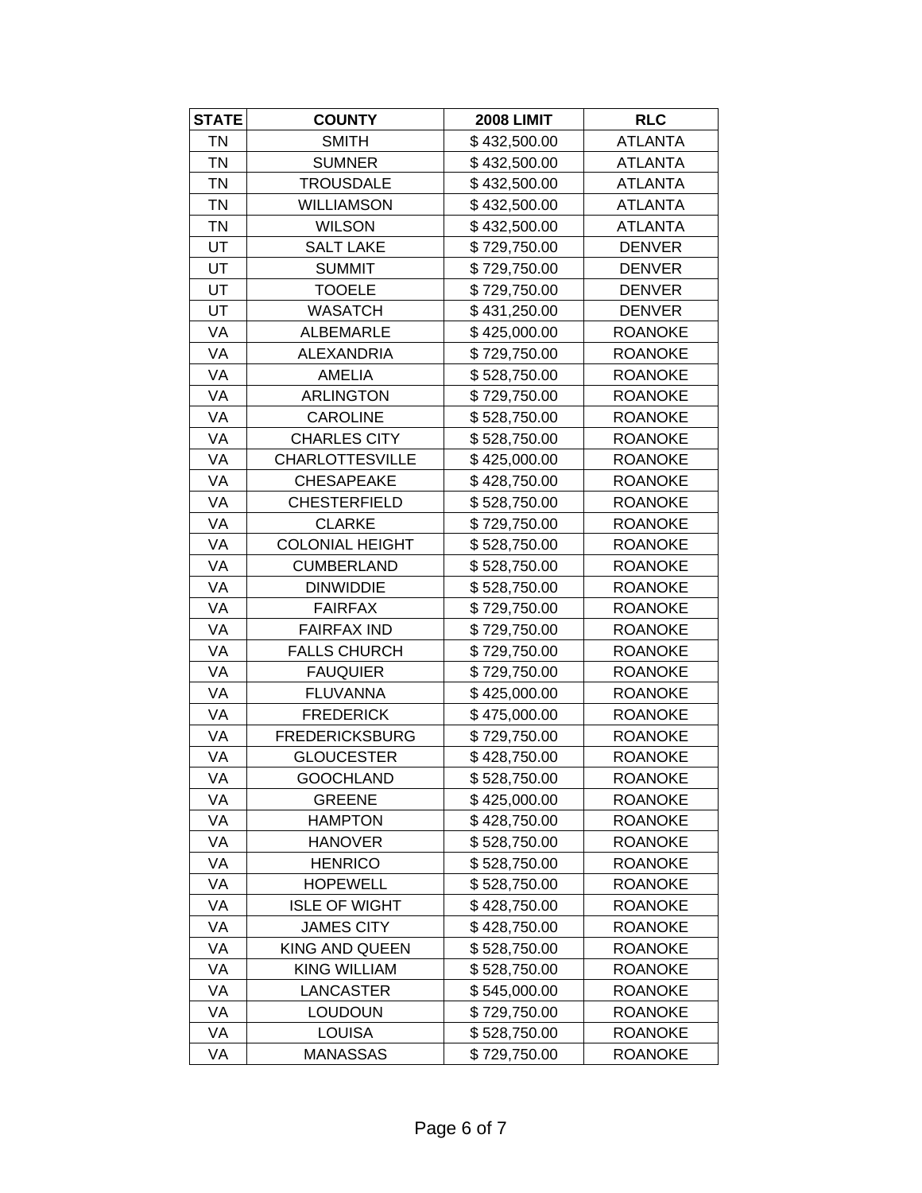| STATE | COUNTY | 2008 LIMIT | RLC |
| --- | --- | --- | --- |
| TN | SMITH | $ 432,500.00 | ATLANTA |
| TN | SUMNER | $ 432,500.00 | ATLANTA |
| TN | TROUSDALE | $ 432,500.00 | ATLANTA |
| TN | WILLIAMSON | $ 432,500.00 | ATLANTA |
| TN | WILSON | $ 432,500.00 | ATLANTA |
| UT | SALT LAKE | $ 729,750.00 | DENVER |
| UT | SUMMIT | $ 729,750.00 | DENVER |
| UT | TOOELE | $ 729,750.00 | DENVER |
| UT | WASATCH | $ 431,250.00 | DENVER |
| VA | ALBEMARLE | $ 425,000.00 | ROANOKE |
| VA | ALEXANDRIA | $ 729,750.00 | ROANOKE |
| VA | AMELIA | $ 528,750.00 | ROANOKE |
| VA | ARLINGTON | $ 729,750.00 | ROANOKE |
| VA | CAROLINE | $ 528,750.00 | ROANOKE |
| VA | CHARLES CITY | $ 528,750.00 | ROANOKE |
| VA | CHARLOTTESVILLE | $ 425,000.00 | ROANOKE |
| VA | CHESAPEAKE | $ 428,750.00 | ROANOKE |
| VA | CHESTERFIELD | $ 528,750.00 | ROANOKE |
| VA | CLARKE | $ 729,750.00 | ROANOKE |
| VA | COLONIAL HEIGHT | $ 528,750.00 | ROANOKE |
| VA | CUMBERLAND | $ 528,750.00 | ROANOKE |
| VA | DINWIDDIE | $ 528,750.00 | ROANOKE |
| VA | FAIRFAX | $ 729,750.00 | ROANOKE |
| VA | FAIRFAX IND | $ 729,750.00 | ROANOKE |
| VA | FALLS CHURCH | $ 729,750.00 | ROANOKE |
| VA | FAUQUIER | $ 729,750.00 | ROANOKE |
| VA | FLUVANNA | $ 425,000.00 | ROANOKE |
| VA | FREDERICK | $ 475,000.00 | ROANOKE |
| VA | FREDERICKSBURG | $ 729,750.00 | ROANOKE |
| VA | GLOUCESTER | $ 428,750.00 | ROANOKE |
| VA | GOOCHLAND | $ 528,750.00 | ROANOKE |
| VA | GREENE | $ 425,000.00 | ROANOKE |
| VA | HAMPTON | $ 428,750.00 | ROANOKE |
| VA | HANOVER | $ 528,750.00 | ROANOKE |
| VA | HENRICO | $ 528,750.00 | ROANOKE |
| VA | HOPEWELL | $ 528,750.00 | ROANOKE |
| VA | ISLE OF WIGHT | $ 428,750.00 | ROANOKE |
| VA | JAMES CITY | $ 428,750.00 | ROANOKE |
| VA | KING AND QUEEN | $ 528,750.00 | ROANOKE |
| VA | KING WILLIAM | $ 528,750.00 | ROANOKE |
| VA | LANCASTER | $ 545,000.00 | ROANOKE |
| VA | LOUDOUN | $ 729,750.00 | ROANOKE |
| VA | LOUISA | $ 528,750.00 | ROANOKE |
| VA | MANASSAS | $ 729,750.00 | ROANOKE |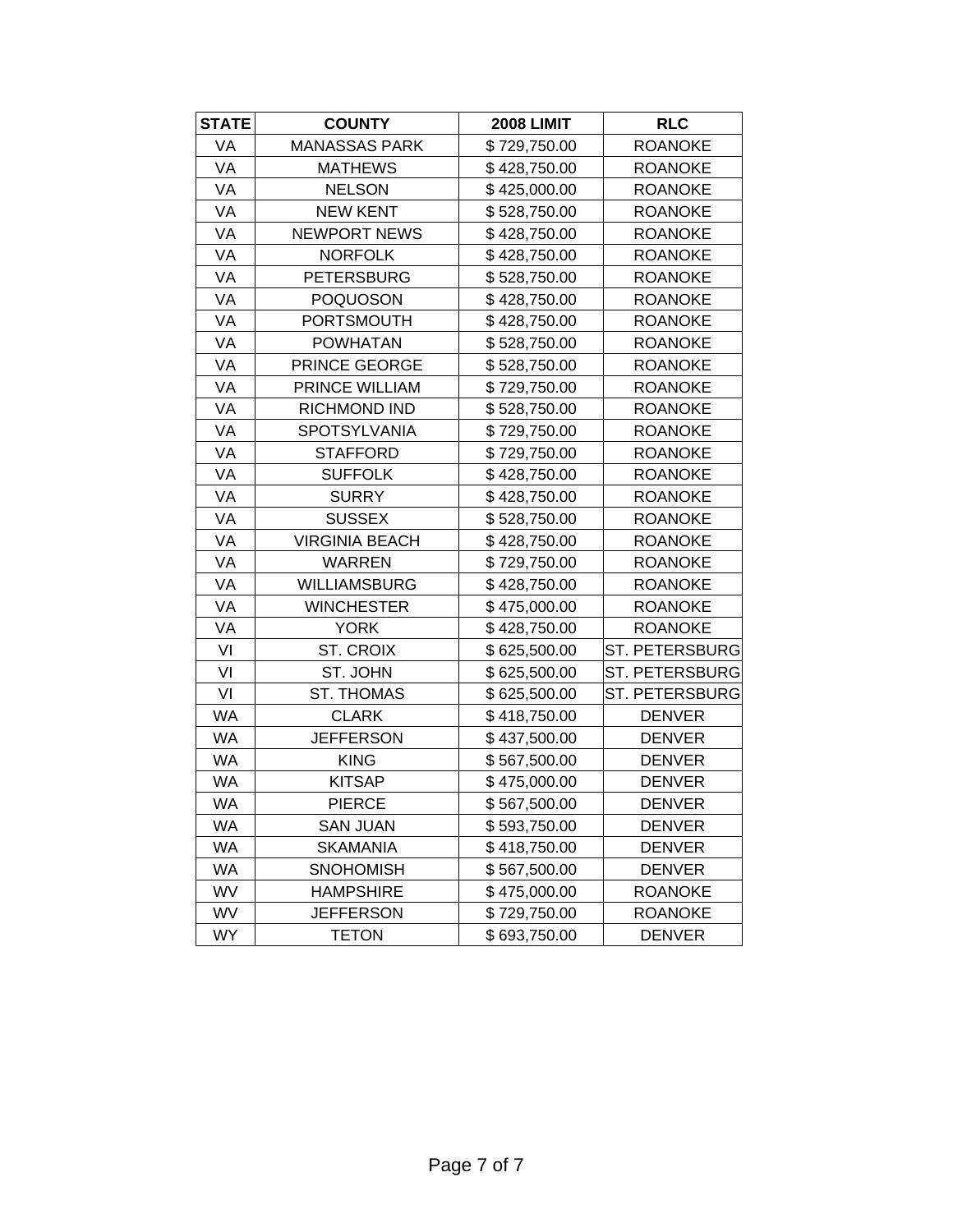| STATE | COUNTY | 2008 LIMIT | RLC |
|---|---|---|---|
| VA | MANASSAS PARK | $ 729,750.00 | ROANOKE |
| VA | MATHEWS | $ 428,750.00 | ROANOKE |
| VA | NELSON | $ 425,000.00 | ROANOKE |
| VA | NEW KENT | $ 528,750.00 | ROANOKE |
| VA | NEWPORT NEWS | $ 428,750.00 | ROANOKE |
| VA | NORFOLK | $ 428,750.00 | ROANOKE |
| VA | PETERSBURG | $ 528,750.00 | ROANOKE |
| VA | POQUOSON | $ 428,750.00 | ROANOKE |
| VA | PORTSMOUTH | $ 428,750.00 | ROANOKE |
| VA | POWHATAN | $ 528,750.00 | ROANOKE |
| VA | PRINCE GEORGE | $ 528,750.00 | ROANOKE |
| VA | PRINCE WILLIAM | $ 729,750.00 | ROANOKE |
| VA | RICHMOND IND | $ 528,750.00 | ROANOKE |
| VA | SPOTSYLVANIA | $ 729,750.00 | ROANOKE |
| VA | STAFFORD | $ 729,750.00 | ROANOKE |
| VA | SUFFOLK | $ 428,750.00 | ROANOKE |
| VA | SURRY | $ 428,750.00 | ROANOKE |
| VA | SUSSEX | $ 528,750.00 | ROANOKE |
| VA | VIRGINIA BEACH | $ 428,750.00 | ROANOKE |
| VA | WARREN | $ 729,750.00 | ROANOKE |
| VA | WILLIAMSBURG | $ 428,750.00 | ROANOKE |
| VA | WINCHESTER | $ 475,000.00 | ROANOKE |
| VA | YORK | $ 428,750.00 | ROANOKE |
| VI | ST. CROIX | $ 625,500.00 | ST. PETERSBURG |
| VI | ST. JOHN | $ 625,500.00 | ST. PETERSBURG |
| VI | ST. THOMAS | $ 625,500.00 | ST. PETERSBURG |
| WA | CLARK | $ 418,750.00 | DENVER |
| WA | JEFFERSON | $ 437,500.00 | DENVER |
| WA | KING | $ 567,500.00 | DENVER |
| WA | KITSAP | $ 475,000.00 | DENVER |
| WA | PIERCE | $ 567,500.00 | DENVER |
| WA | SAN JUAN | $ 593,750.00 | DENVER |
| WA | SKAMANIA | $ 418,750.00 | DENVER |
| WA | SNOHOMISH | $ 567,500.00 | DENVER |
| WV | HAMPSHIRE | $ 475,000.00 | ROANOKE |
| WV | JEFFERSON | $ 729,750.00 | ROANOKE |
| WY | TETON | $ 693,750.00 | DENVER |